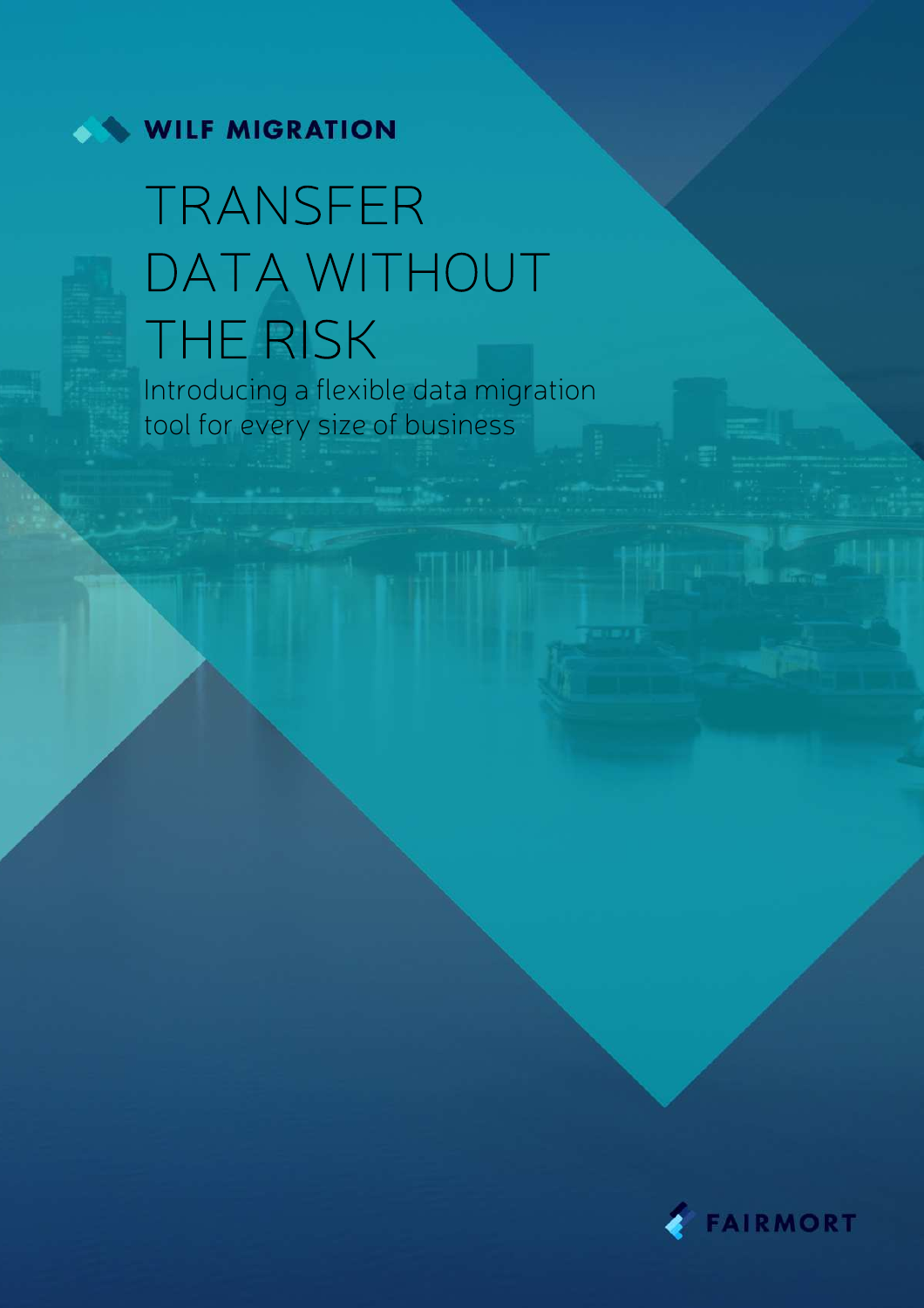WILF MIGRATION

# TRANSFER DATA WITHOUT THE RISK

Introducing a flexible data migration tool for every size of business

FAIRMORT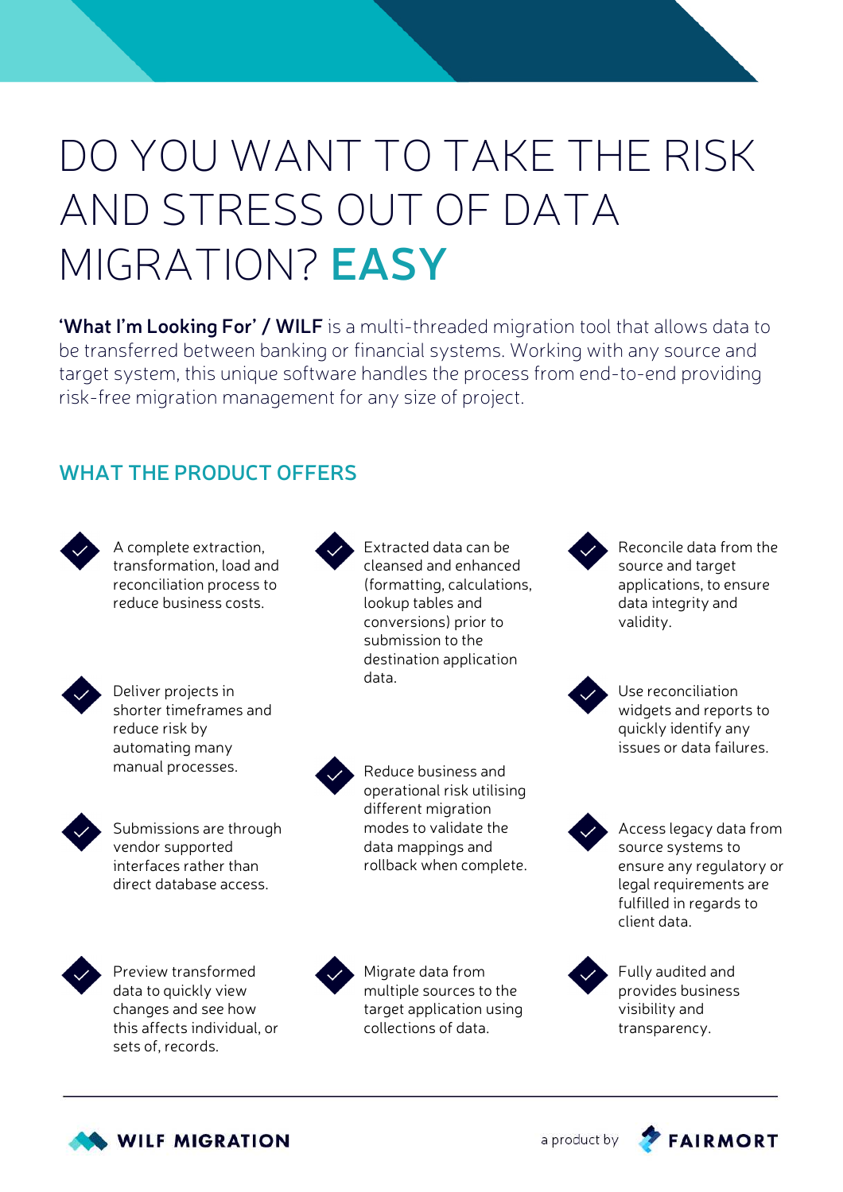# DO YOU WANT TO TAKE THE RISK AND STRESS OUT OF DATA MIGRATION? **EASY**

**'What I'm Looking For' / WILF** is a multi-threaded migration tool that allows data to be transferred between banking or financial systems. Working with any source and target system, this unique software handles the process from end-to-end providing risk-free migration management for any size of project.

## WHAT THE PRODUCT OFFERS

- A complete extraction, transformation, load and reconciliation process to reduce business costs.
- Deliver projects in shorter timeframes and reduce risk by automating many manual processes.
- Submissions are through vendor supported interfaces rather than direct database access.
- Preview transformed data to quickly view changes and see how this affects individual, or sets of, records.
- Extracted data can be cleansed and enhanced (formatting, calculations, lookup tables and conversions) prior to submission to the destination application data.
- Reduce business and operational risk utilising different migration modes to validate the data mappings and rollback when complete.
- Migrate data from multiple sources to the target application using collections of data.
- Reconcile data from the source and target applications, to ensure data integrity and validity.
- Use reconciliation widgets and reports to quickly identify any issues or data failures.
- Access legacy data from source systems to ensure any regulatory or legal requirements are fulfilled in regards to client data.
- Fully audited and provides business visibility and transparency.

WILF MIGRATION

a product by FAIRMORT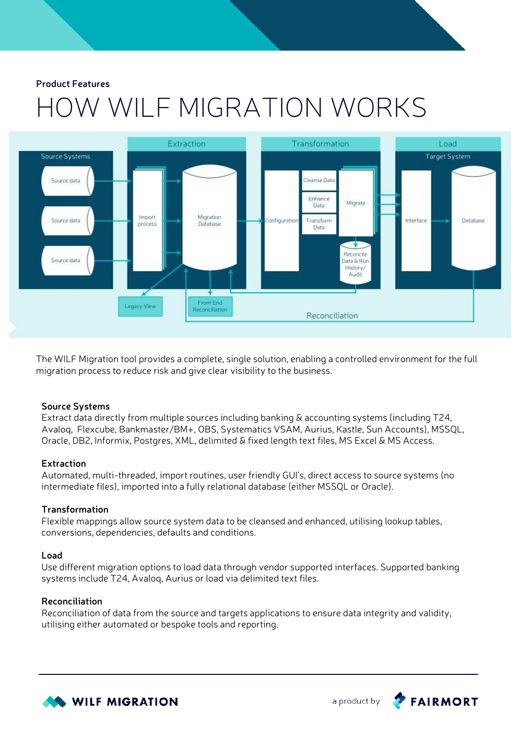Product Features

# HOW WILF MIGRATION WORKS

Extraction | Transformation | Load

Source Systems: Source data, Source data, Source data

Import process → Migration Database → Configuration → Cleanse Data / Enhance Data / Transform Data → Migrate → Interface → Database (Target System)

Reconcile Data & Run History/ Audit

Legacy View | Front End Reconciliation | Reconciliation

The WILF Migration tool provides a complete, single solution, enabling a controlled environment for the full migration process to reduce risk and give clear visibility to the business.

**Source Systems**
Extract data directly from multiple sources including banking & accounting systems (including T24, Avaloq, Flexcube, Bankmaster/BM+, OBS, Systematics VSAM, Aurius, Kastle, Sun Accounts), MSSQL, Oracle, DB2, Informix, Postgres, XML, delimited & fixed length text files, MS Excel & MS Access.

**Extraction**
Automated, multi-threaded, import routines, user friendly GUI's, direct access to source systems (no intermediate files), imported into a fully relational database (either MSSQL or Oracle).

**Transformation**
Flexible mappings allow source system data to be cleansed and enhanced, utilising lookup tables, conversions, dependencies, defaults and conditions.

**Load**
Use different migration options to load data through vendor supported interfaces. Supported banking systems include T24, Avaloq, Aurius or load via delimited text files.

**Reconciliation**
Reconciliation of data from the source and targets applications to ensure data integrity and validity, utilising either automated or bespoke tools and reporting.

WILF MIGRATION a product by FAIRMORT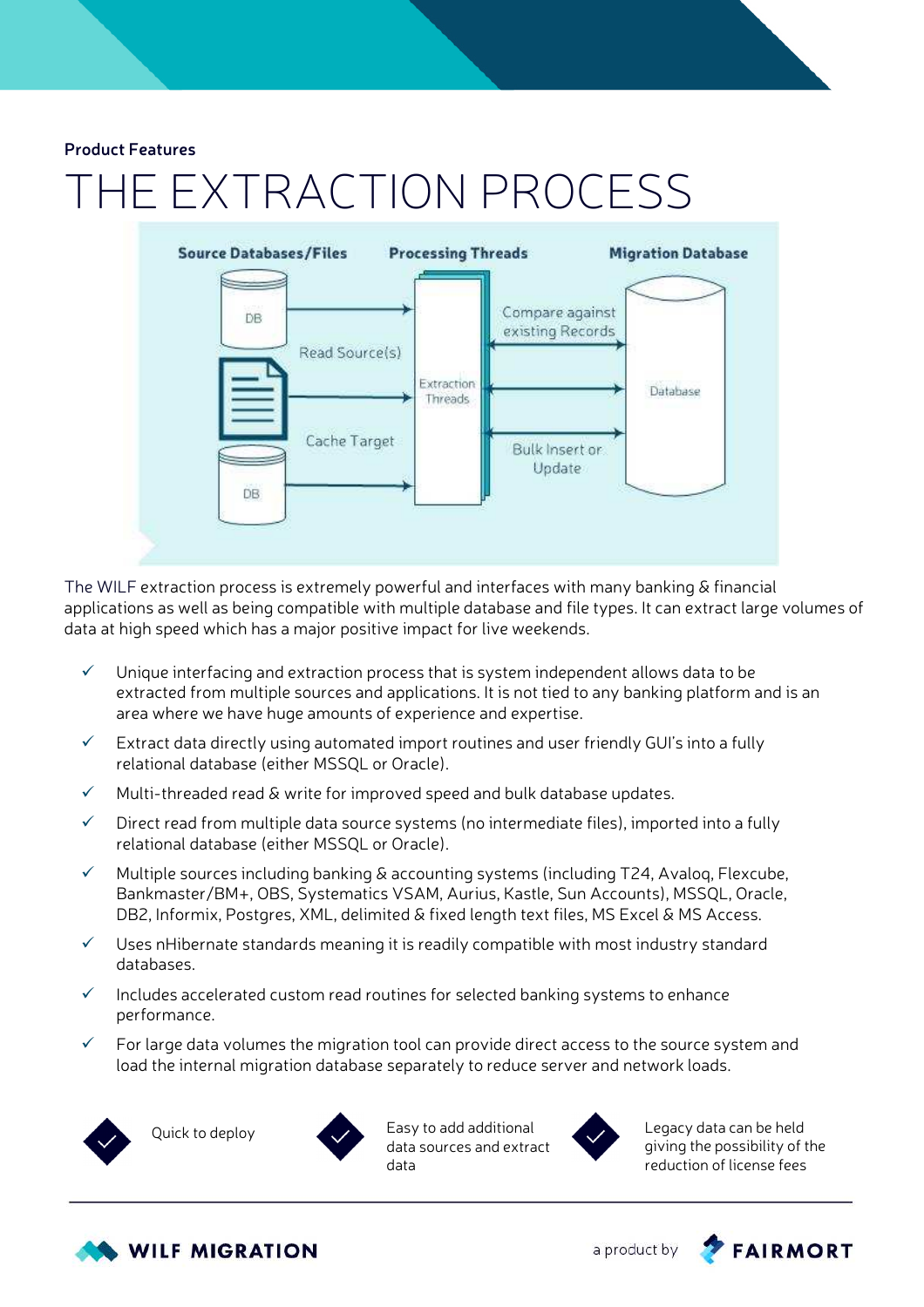Product Features

# THE EXTRACTION PROCESS

Source Databases/Files | Processing Threads | Migration Database

DB | Read Source(s) | Cache Target | DB | Extraction Threads | Compare against existing Records | Bulk Insert or Update | Database

The WILF extraction process is extremely powerful and interfaces with many banking & financial applications as well as being compatible with multiple database and file types. It can extract large volumes of data at high speed which has a major positive impact for live weekends.

- ✓ Unique interfacing and extraction process that is system independent allows data to be extracted from multiple sources and applications. It is not tied to any banking platform and is an area where we have huge amounts of experience and expertise.
- ✓ Extract data directly using automated import routines and user friendly GUI's into a fully relational database (either MSSQL or Oracle).
- ✓ Multi-threaded read & write for improved speed and bulk database updates.
- ✓ Direct read from multiple data source systems (no intermediate files), imported into a fully relational database (either MSSQL or Oracle).
- ✓ Multiple sources including banking & accounting systems (including T24, Avaloq, Flexcube, Bankmaster/BM+, OBS, Systematics VSAM, Aurius, Kastle, Sun Accounts), MSSQL, Oracle, DB2, Informix, Postgres, XML, delimited & fixed length text files, MS Excel & MS Access.
- ✓ Uses nHibernate standards meaning it is readily compatible with most industry standard databases.
- ✓ Includes accelerated custom read routines for selected banking systems to enhance performance.
- ✓ For large data volumes the migration tool can provide direct access to the source system and load the internal migration database separately to reduce server and network loads.

- Quick to deploy
- Easy to add additional data sources and extract data
- Legacy data can be held giving the possibility of the reduction of license fees

WILF MIGRATION — a product by FAIRMORT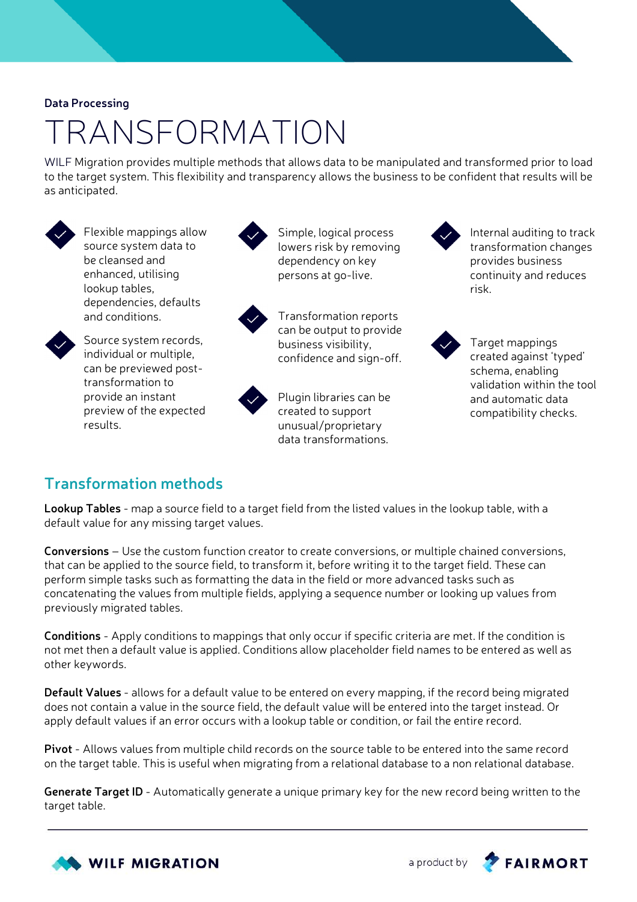Data Processing

# TRANSFORMATION

WILF Migration provides multiple methods that allows data to be manipulated and transformed prior to load to the target system. This flexibility and transparency allows the business to be confident that results will be as anticipated.

- Flexible mappings allow source system data to be cleansed and enhanced, utilising lookup tables, dependencies, defaults and conditions.
- Source system records, individual or multiple, can be previewed post-transformation to provide an instant preview of the expected results.
- Simple, logical process lowers risk by removing dependency on key persons at go-live.
- Transformation reports can be output to provide business visibility, confidence and sign-off.
- Plugin libraries can be created to support unusual/proprietary data transformations.
- Internal auditing to track transformation changes provides business continuity and reduces risk.
- Target mappings created against 'typed' schema, enabling validation within the tool and automatic data compatibility checks.

## Transformation methods

**Lookup Tables** - map a source field to a target field from the listed values in the lookup table, with a default value for any missing target values.

**Conversions** – Use the custom function creator to create conversions, or multiple chained conversions, that can be applied to the source field, to transform it, before writing it to the target field. These can perform simple tasks such as formatting the data in the field or more advanced tasks such as concatenating the values from multiple fields, applying a sequence number or looking up values from previously migrated tables.

**Conditions** - Apply conditions to mappings that only occur if specific criteria are met. If the condition is not met then a default value is applied. Conditions allow placeholder field names to be entered as well as other keywords.

**Default Values** - allows for a default value to be entered on every mapping, if the record being migrated does not contain a value in the source field, the default value will be entered into the target instead. Or apply default values if an error occurs with a lookup table or condition, or fail the entire record.

**Pivot** - Allows values from multiple child records on the source table to be entered into the same record on the target table. This is useful when migrating from a relational database to a non relational database.

**Generate Target ID** - Automatically generate a unique primary key for the new record being written to the target table.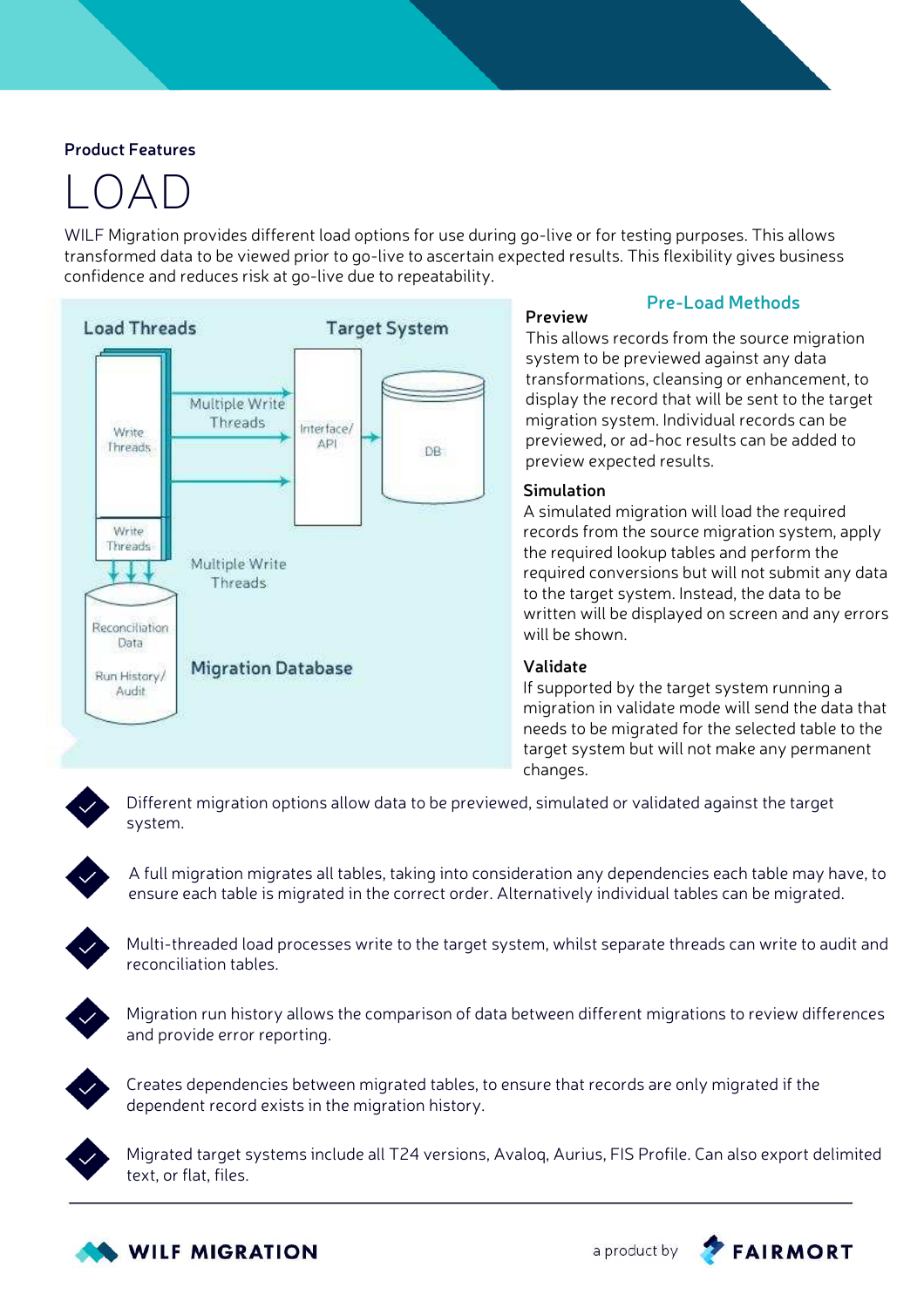Product Features

# LOAD

WILF Migration provides different load options for use during go-live or for testing purposes. This allows transformed data to be viewed prior to go-live to ascertain expected results. This flexibility gives business confidence and reduces risk at go-live due to repeatability.

Load Threads

Target System

Write Threads

Multiple Write Threads

Interface/ API

DB

Write Threads

Multiple Write Threads

Reconciliation Data

Run History/ Audit

Migration Database

## Pre-Load Methods

### Preview

This allows records from the source migration system to be previewed against any data transformations, cleansing or enhancement, to display the record that will be sent to the target migration system. Individual records can be previewed, or ad-hoc results can be added to preview expected results.

### Simulation

A simulated migration will load the required records from the source migration system, apply the required lookup tables and perform the required conversions but will not submit any data to the target system. Instead, the data to be written will be displayed on screen and any errors will be shown.

### Validate

If supported by the target system running a migration in validate mode will send the data that needs to be migrated for the selected table to the target system but will not make any permanent changes.

- Different migration options allow data to be previewed, simulated or validated against the target system.
- A full migration migrates all tables, taking into consideration any dependencies each table may have, to ensure each table is migrated in the correct order. Alternatively individual tables can be migrated.
- Multi-threaded load processes write to the target system, whilst separate threads can write to audit and reconciliation tables.
- Migration run history allows the comparison of data between different migrations to review differences and provide error reporting.
- Creates dependencies between migrated tables, to ensure that records are only migrated if the dependent record exists in the migration history.
- Migrated target systems include all T24 versions, Avaloq, Aurius, FIS Profile. Can also export delimited text, or flat, files.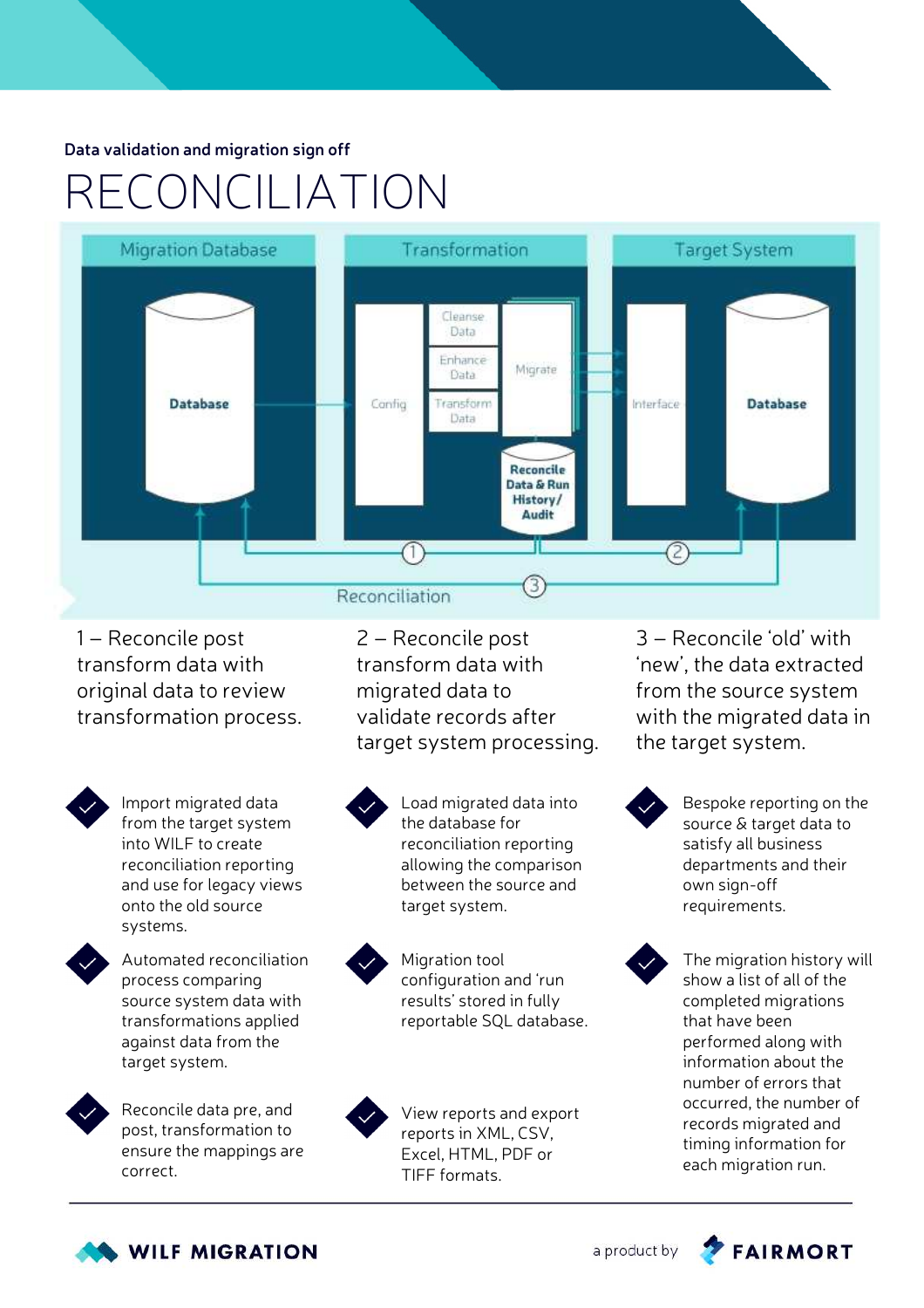Data validation and migration sign off

# RECONCILIATION

Migration Database

Database

Transformation

Config

Cleanse Data

Enhance Data

Transform Data

Migrate

Reconcile Data & Run History / Audit

Target System

Interface

Database

Reconciliation

1 – Reconcile post transform data with original data to review transformation process.

2 – Reconcile post transform data with migrated data to validate records after target system processing.

3 – Reconcile 'old' with 'new', the data extracted from the source system with the migrated data in the target system.

- Import migrated data from the target system into WILF to create reconciliation reporting and use for legacy views onto the old source systems.
- Automated reconciliation process comparing source system data with transformations applied against data from the target system.
- Reconcile data pre, and post, transformation to ensure the mappings are correct.

- Load migrated data into the database for reconciliation reporting allowing the comparison between the source and target system.
- Migration tool configuration and 'run results' stored in fully reportable SQL database.
- View reports and export reports in XML, CSV, Excel, HTML, PDF or TIFF formats.

- Bespoke reporting on the source & target data to satisfy all business departments and their own sign-off requirements.
- The migration history will show a list of all the completed migrations that have been performed along with information about the number of errors that occurred, the number of records migrated and timing information for each migration run.

WILF MIGRATION

a product by FAIRMORT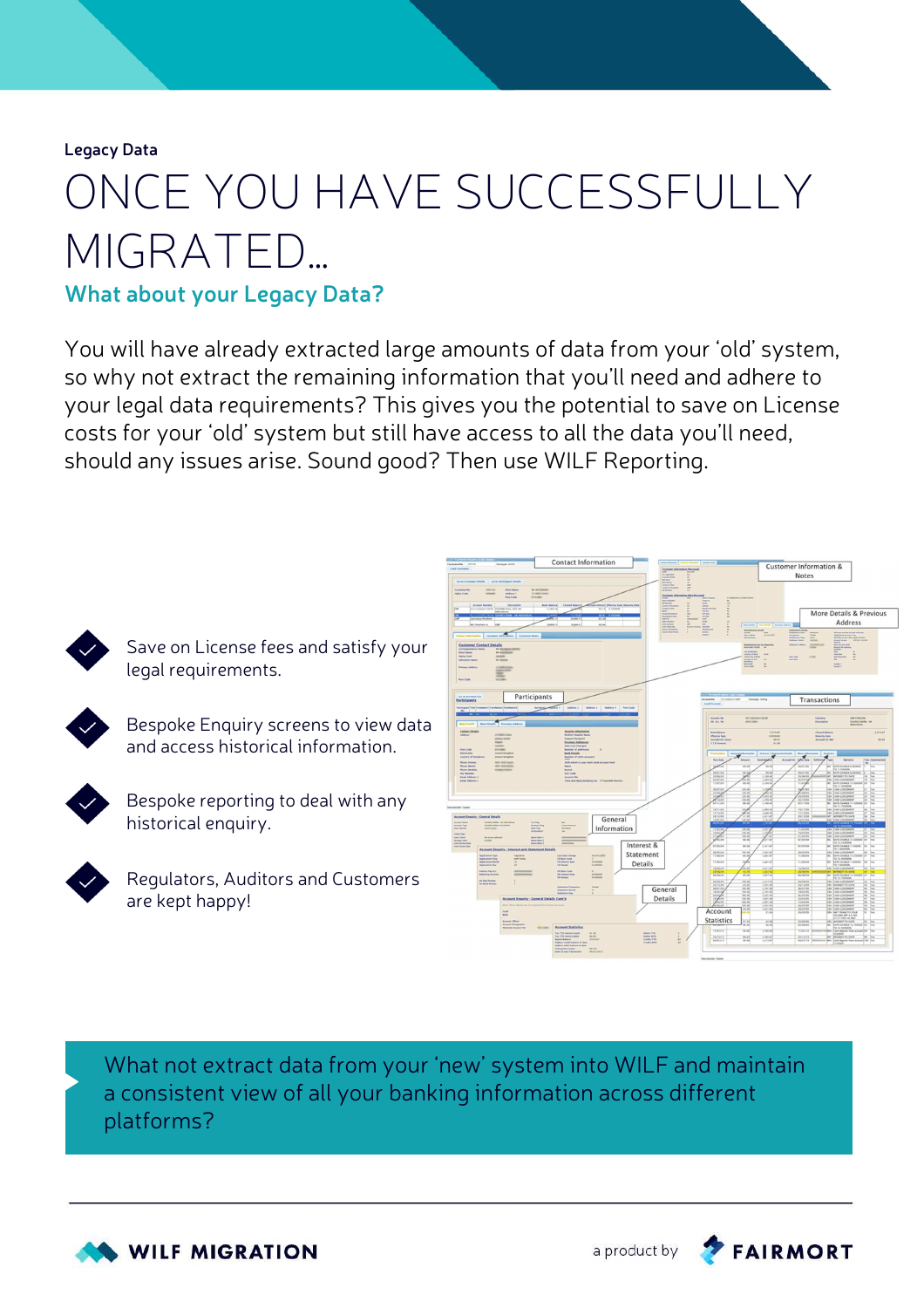Legacy Data

# ONCE YOU HAVE SUCCESSFULLY MIGRATED...

## What about your Legacy Data?

You will have already extracted large amounts of data from your 'old' system, so why not extract the remaining information that you'll need and adhere to your legal data requirements? This gives you the potential to save on License costs for your 'old' system but still have access to all the data you'll need, should any issues arise. Sound good? Then use WILF Reporting.

- Save on License fees and satisfy your legal requirements.
- Bespoke Enquiry screens to view data and access historical information.
- Bespoke reporting to deal with any historical enquiry.
- Regulators, Auditors and Customers are kept happy!

What not extract data from your 'new' system into WILF and maintain a consistent view of all your banking information across different platforms?

WILF MIGRATION — a product by FAIRMORT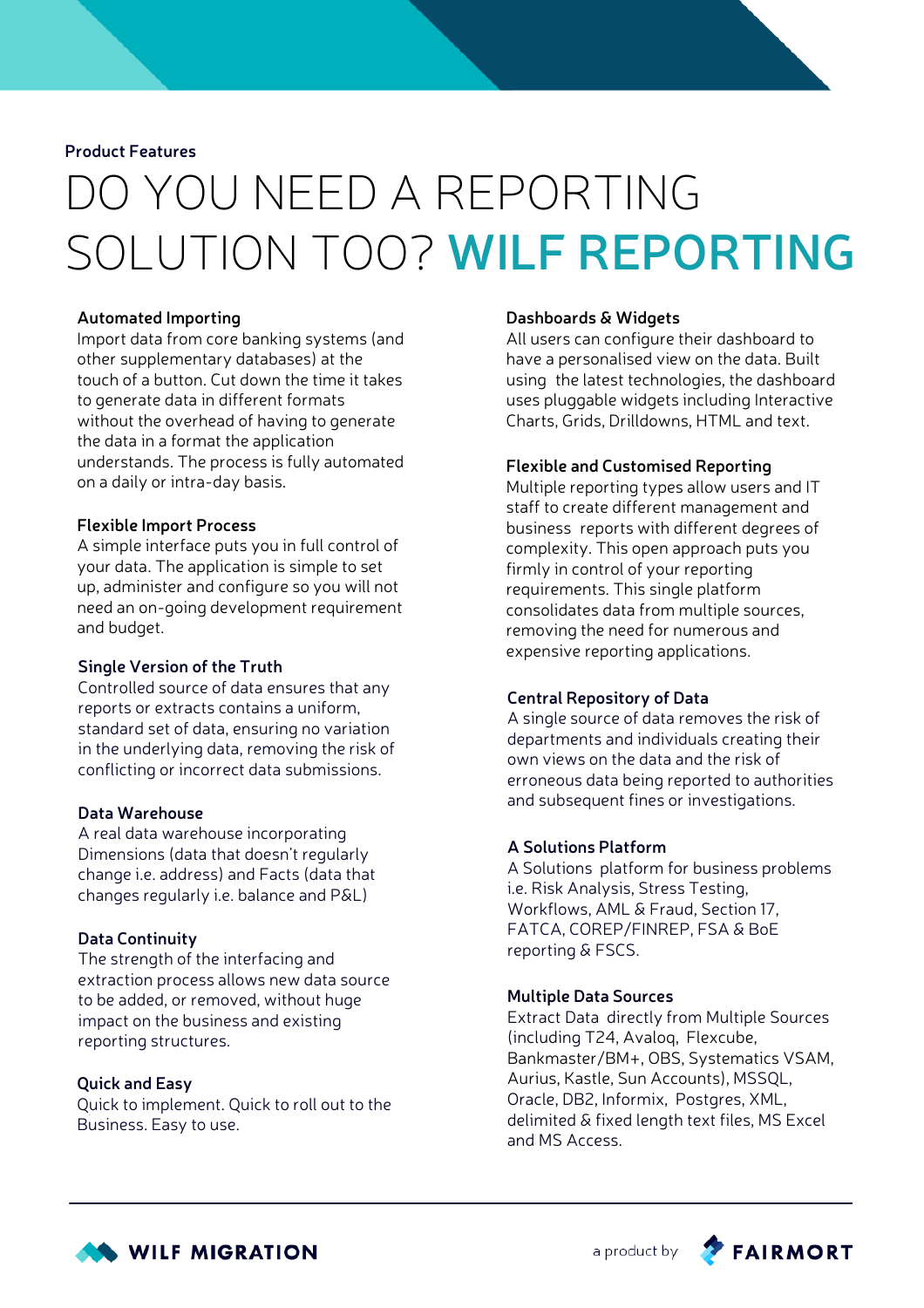Product Features

# DO YOU NEED A REPORTING SOLUTION TOO? **WILF REPORTING**

### Automated Importing

Import data from core banking systems (and other supplementary databases) at the touch of a button. Cut down the time it takes to generate data in different formats without the overhead of having to generate the data in a format the application understands. The process is fully automated on a daily or intra-day basis.

### Flexible Import Process

A simple interface puts you in full control of your data. The application is simple to set up, administer and configure so you will not need an on-going development requirement and budget.

### Single Version of the Truth

Controlled source of data ensures that any reports or extracts contains a uniform, standard set of data, ensuring no variation in the underlying data, removing the risk of conflicting or incorrect data submissions.

### Data Warehouse

A real data warehouse incorporating Dimensions (data that doesn't regularly change i.e. address) and Facts (data that changes regularly i.e. balance and P&L)

### Data Continuity

The strength of the interfacing and extraction process allows new data source to be added, or removed, without huge impact on the business and existing reporting structures.

### Quick and Easy

Quick to implement. Quick to roll out to the Business. Easy to use.

### Dashboards & Widgets

All users can configure their dashboard to have a personalised view on the data. Built using the latest technologies, the dashboard uses pluggable widgets including Interactive Charts, Grids, Drilldowns, HTML and text.

### Flexible and Customised Reporting

Multiple reporting types allow users and IT staff to create different management and business reports with different degrees of complexity. This open approach puts you firmly in control of your reporting requirements. This single platform consolidates data from multiple sources, removing the need for numerous and expensive reporting applications.

### Central Repository of Data

A single source of data removes the risk of departments and individuals creating their own views on the data and the risk of erroneous data being reported to authorities and subsequent fines or investigations.

### A Solutions Platform

A Solutions platform for business problems i.e. Risk Analysis, Stress Testing, Workflows, AML & Fraud, Section 17, FATCA, COREP/FINREP, FSA & BoE reporting & FSCS.

### Multiple Data Sources

Extract Data directly from Multiple Sources (including T24, Avaloq, Flexcube, Bankmaster/BM+, OBS, Systematics VSAM, Aurius, Kastle, Sun Accounts), MSSQL, Oracle, DB2, Informix, Postgres, XML, delimited & fixed length text files, MS Excel and MS Access.

WILF MIGRATION — a product by FAIRMORT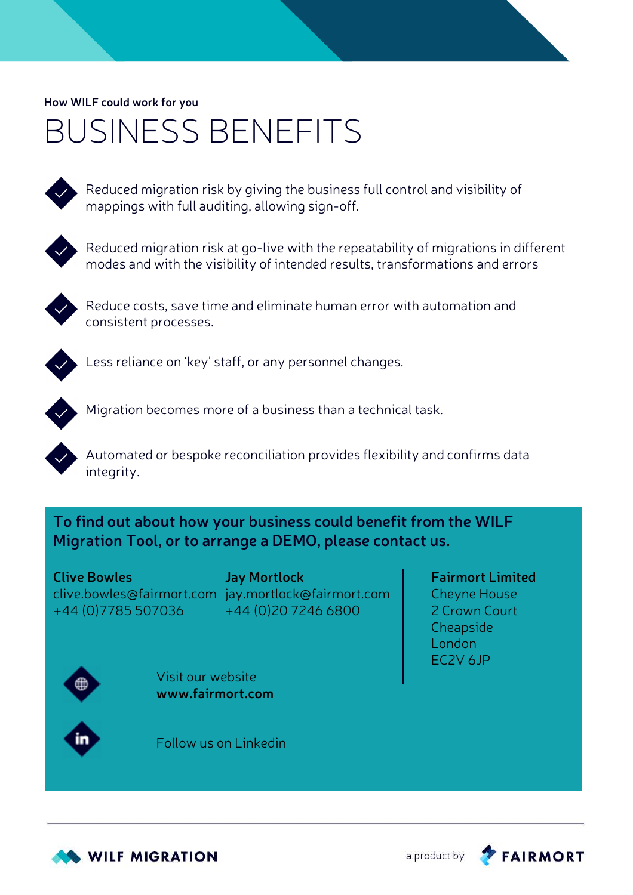How WILF could work for you

# BUSINESS BENEFITS

- Reduced migration risk by giving the business full control and visibility of mappings with full auditing, allowing sign-off.
- Reduced migration risk at go-live with the repeatability of migrations in different modes and with the visibility of intended results, transformations and errors
- Reduce costs, save time and eliminate human error with automation and consistent processes.
- Less reliance on 'key' staff, or any personnel changes.
- Migration becomes more of a business than a technical task.
- Automated or bespoke reconciliation provides flexibility and confirms data integrity.

**To find out about how your business could benefit from the WILF Migration Tool, or to arrange a DEMO, please contact us.**

**Clive Bowles**
clive.bowles@fairmort.com
+44 (0)7785 507036

**Jay Mortlock**
jay.mortlock@fairmort.com
+44 (0)20 7246 6800

**Fairmort Limited**
Cheyne House
2 Crown Court
Cheapside
London
EC2V 6JP

Visit our website
**www.fairmort.com**

Follow us on Linkedin

WILF MIGRATION

a product by FAIRMORT